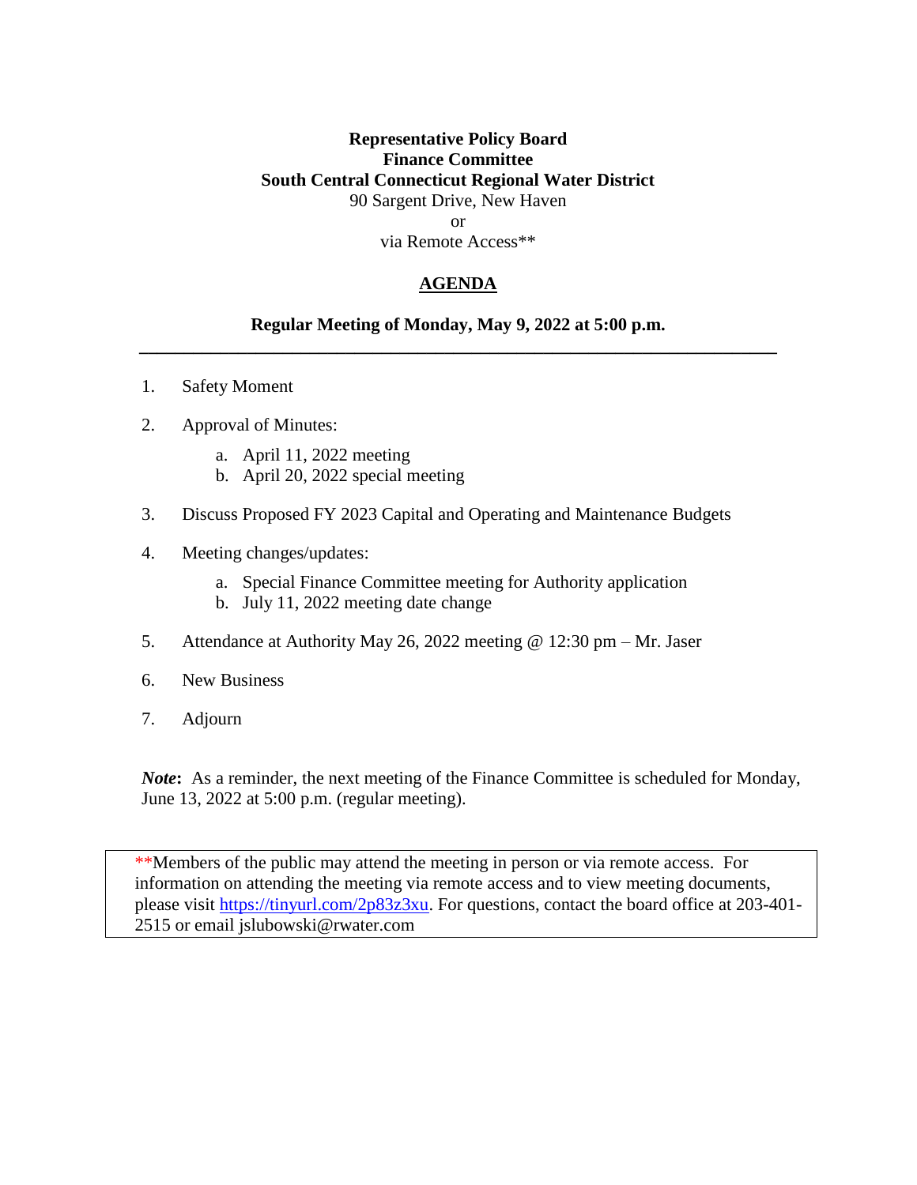**Representative Policy Board**
**Finance Committee**
**South Central Connecticut Regional Water District**
90 Sargent Drive, New Haven
or
via Remote Access**

# AGENDA

**Regular Meeting of Monday, May 9, 2022 at 5:00 p.m.**

---

1. Safety Moment

2. Approval of Minutes:

   a. April 11, 2022 meeting
   b. April 20, 2022 special meeting

3. Discuss Proposed FY 2023 Capital and Operating and Maintenance Budgets

4. Meeting changes/updates:

   a. Special Finance Committee meeting for Authority application
   b. July 11, 2022 meeting date change

5. Attendance at Authority May 26, 2022 meeting @ 12:30 pm – Mr. Jaser

6. New Business

7. Adjourn

***Note*:** As a reminder, the next meeting of the Finance Committee is scheduled for Monday, June 13, 2022 at 5:00 p.m. (regular meeting).

**Members of the public may attend the meeting in person or via remote access. For information on attending the meeting via remote access and to view meeting documents, please visit https://tinyurl.com/2p83z3xu. For questions, contact the board office at 203-401-2515 or email jslubowski@rwater.com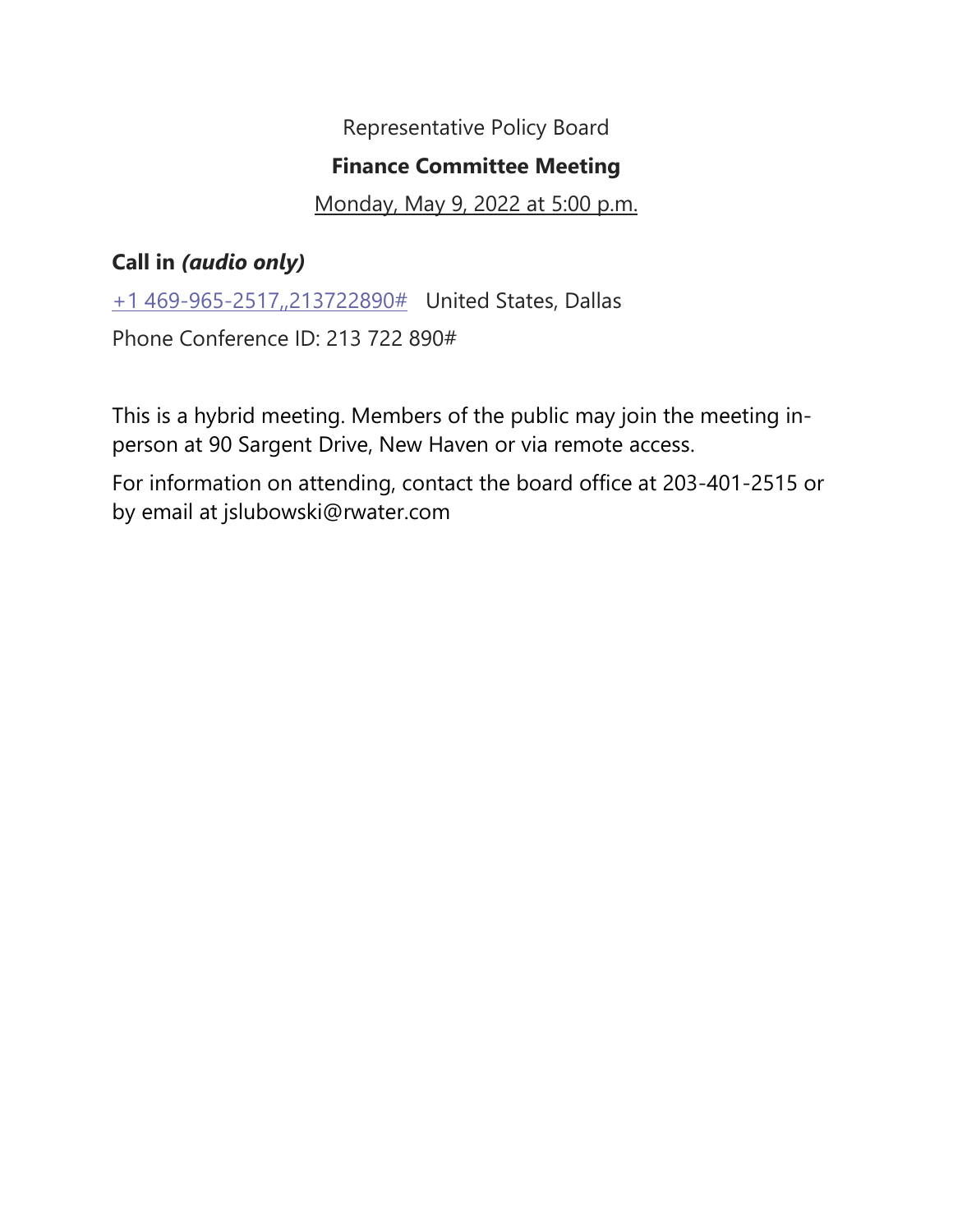Representative Policy Board

**Finance Committee Meeting**

Monday, May 9, 2022 at 5:00 p.m.

**Call in *(audio only)***

+1 469-965-2517,,213722890#   United States, Dallas

Phone Conference ID: 213 722 890#

This is a hybrid meeting. Members of the public may join the meeting in-person at 90 Sargent Drive, New Haven or via remote access.

For information on attending, contact the board office at 203-401-2515 or by email at jslubowski@rwater.com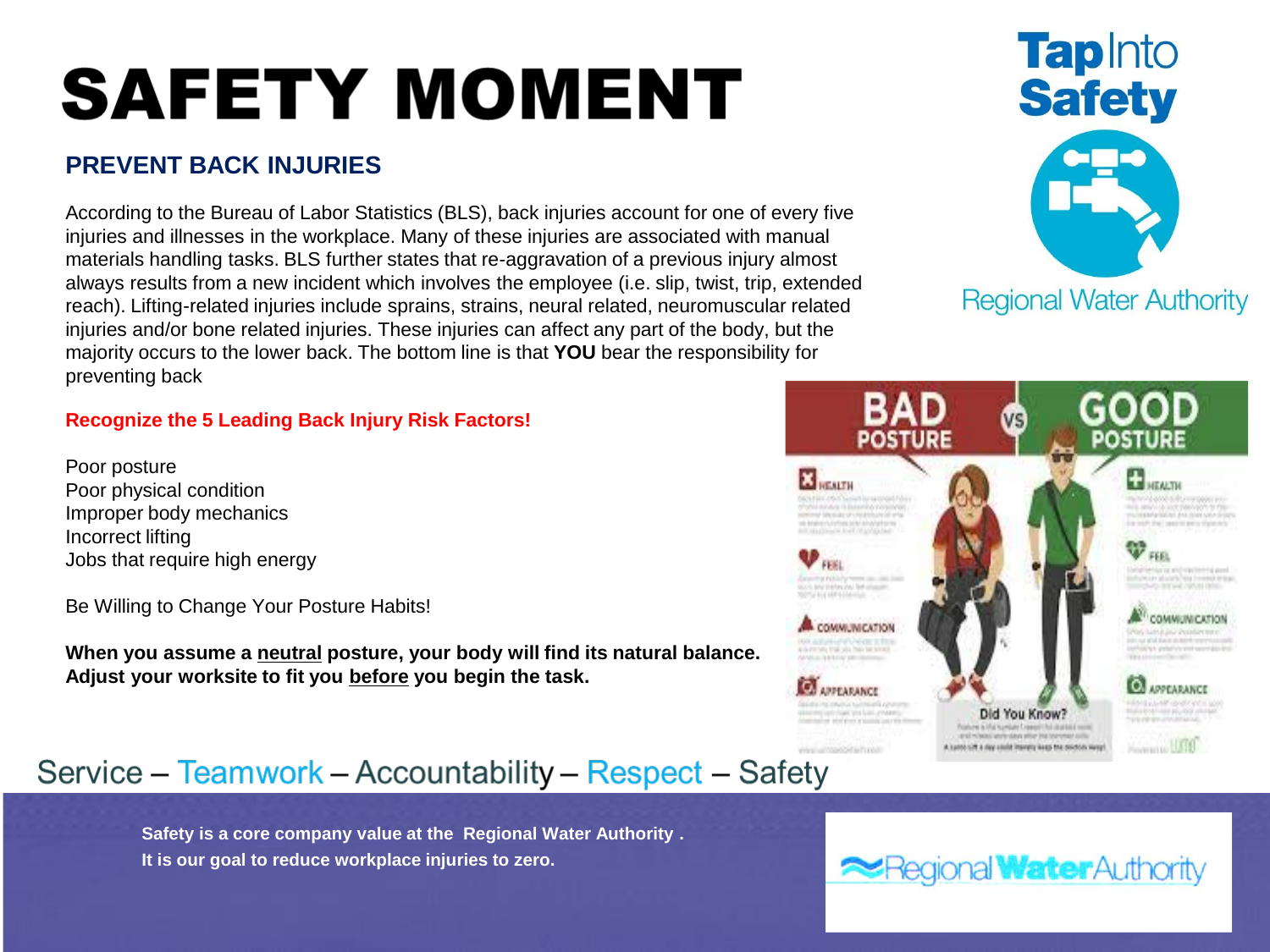# SAFETY MOMENT

Tap Into Safety

Regional Water Authority

## PREVENT BACK INJURIES

According to the Bureau of Labor Statistics (BLS), back injuries account for one of every five injuries and illnesses in the workplace. Many of these injuries are associated with manual materials handling tasks. BLS further states that re-aggravation of a previous injury almost always results from a new incident which involves the employee (i.e. slip, twist, trip, extended reach). Lifting-related injuries include sprains, strains, neural related, neuromuscular related injuries and/or bone related injuries. These injuries can affect any part of the body, but the majority occurs to the lower back. The bottom line is that **YOU** bear the responsibility for preventing back

**Recognize the 5 Leading Back Injury Risk Factors!**

Poor posture
Poor physical condition
Improper body mechanics
Incorrect lifting
Jobs that require high energy

Be Willing to Change Your Posture Habits!

**When you assume a neutral posture, your body will find its natural balance. Adjust your worksite to fit you before you begin the task.**

Service – Teamwork – Accountability – Respect – Safety

**Safety is a core company value at the Regional Water Authority . It is our goal to reduce workplace injuries to zero.**

Regional Water Authority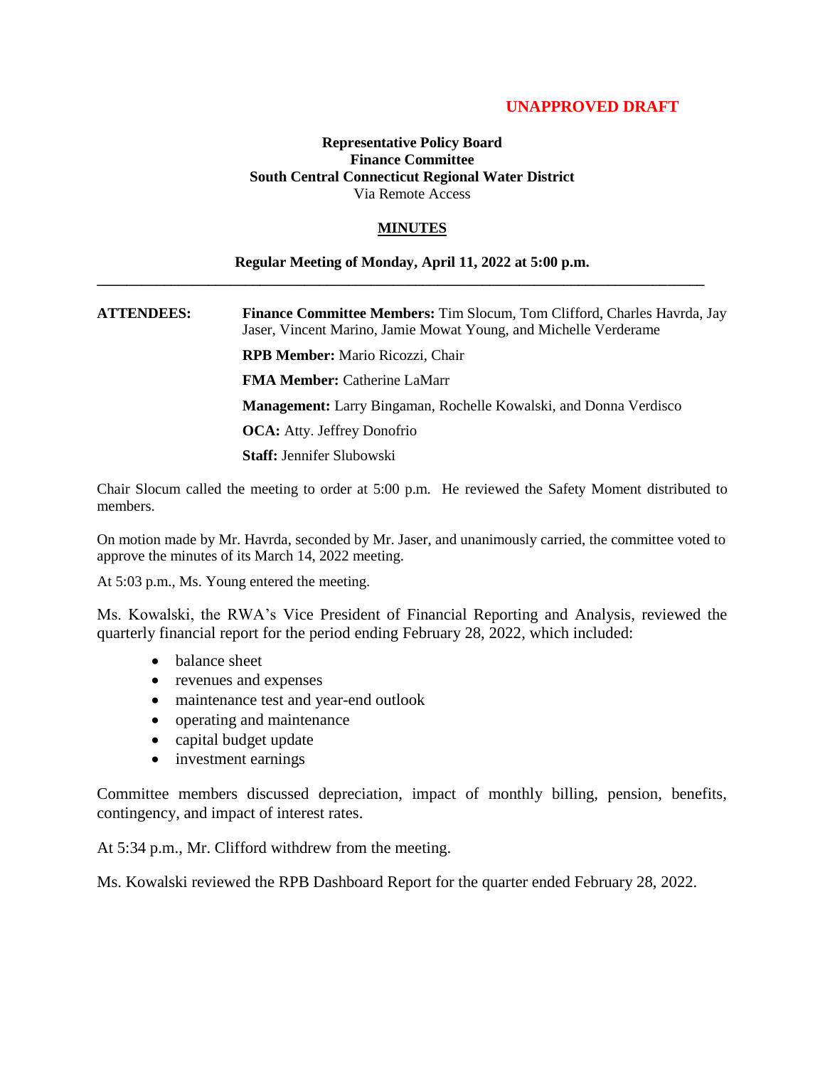**UNAPPROVED DRAFT**

**Representative Policy Board**
**Finance Committee**
**South Central Connecticut Regional Water District**
Via Remote Access

## MINUTES

**Regular Meeting of Monday, April 11, 2022 at 5:00 p.m.**

---

**ATTENDEES:**

**Finance Committee Members:** Tim Slocum, Tom Clifford, Charles Havrda, Jay Jaser, Vincent Marino, Jamie Mowat Young, and Michelle Verderame

**RPB Member:** Mario Ricozzi, Chair

**FMA Member:** Catherine LaMarr

**Management:** Larry Bingaman, Rochelle Kowalski, and Donna Verdisco

**OCA:** Atty. Jeffrey Donofrio

**Staff:** Jennifer Slubowski

Chair Slocum called the meeting to order at 5:00 p.m. He reviewed the Safety Moment distributed to members.

On motion made by Mr. Havrda, seconded by Mr. Jaser, and unanimously carried, the committee voted to approve the minutes of its March 14, 2022 meeting.

At 5:03 p.m., Ms. Young entered the meeting.

Ms. Kowalski, the RWA's Vice President of Financial Reporting and Analysis, reviewed the quarterly financial report for the period ending February 28, 2022, which included:

- balance sheet
- revenues and expenses
- maintenance test and year-end outlook
- operating and maintenance
- capital budget update
- investment earnings

Committee members discussed depreciation, impact of monthly billing, pension, benefits, contingency, and impact of interest rates.

At 5:34 p.m., Mr. Clifford withdrew from the meeting.

Ms. Kowalski reviewed the RPB Dashboard Report for the quarter ended February 28, 2022.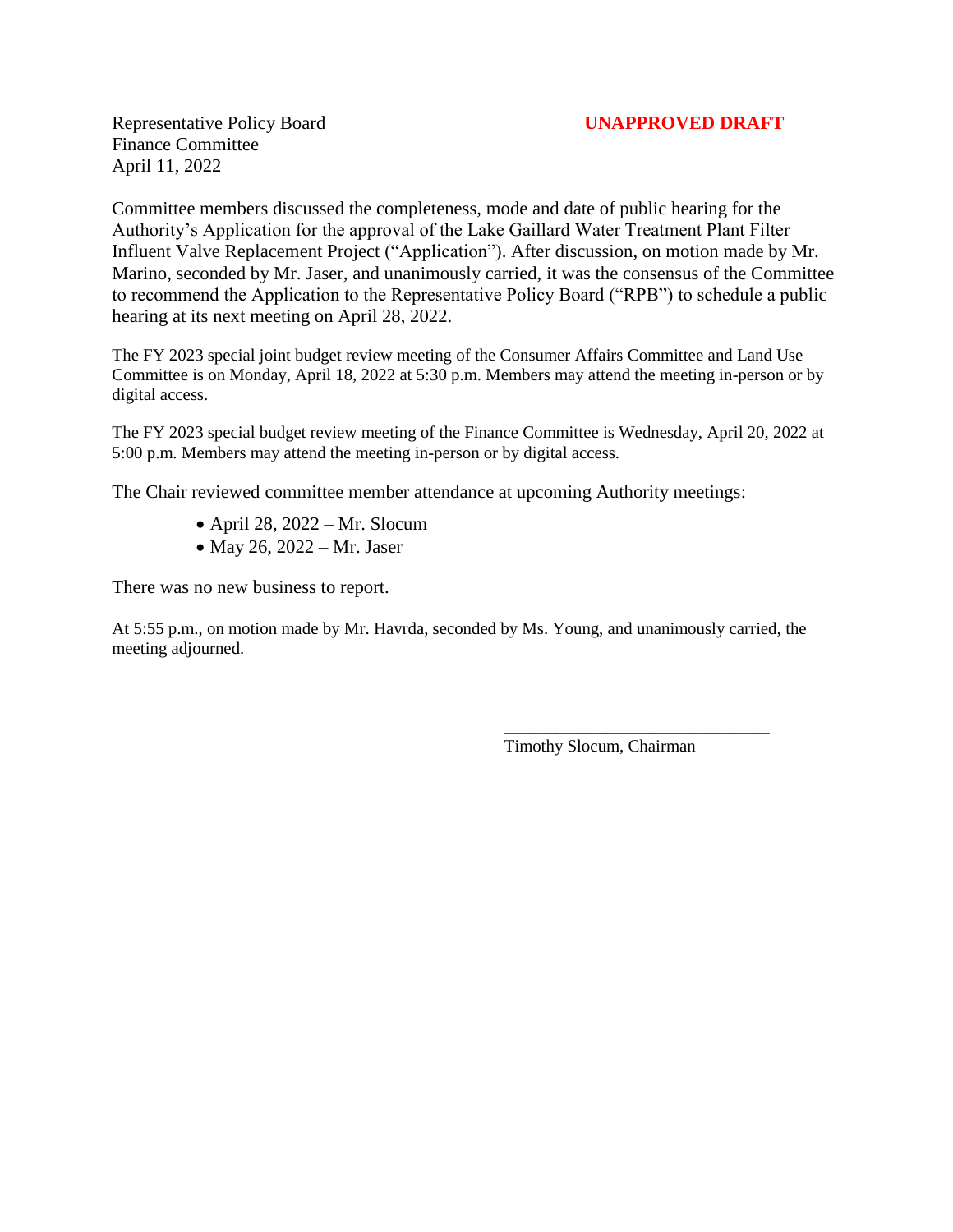Representative Policy Board  
Finance Committee  
April 11, 2022

**UNAPPROVED DRAFT**

Committee members discussed the completeness, mode and date of public hearing for the Authority's Application for the approval of the Lake Gaillard Water Treatment Plant Filter Influent Valve Replacement Project ("Application"). After discussion, on motion made by Mr. Marino, seconded by Mr. Jaser, and unanimously carried, it was the consensus of the Committee to recommend the Application to the Representative Policy Board ("RPB") to schedule a public hearing at its next meeting on April 28, 2022.

The FY 2023 special joint budget review meeting of the Consumer Affairs Committee and Land Use Committee is on Monday, April 18, 2022 at 5:30 p.m. Members may attend the meeting in-person or by digital access.

The FY 2023 special budget review meeting of the Finance Committee is Wednesday, April 20, 2022 at 5:00 p.m. Members may attend the meeting in-person or by digital access.

The Chair reviewed committee member attendance at upcoming Authority meetings:

- April 28, 2022 – Mr. Slocum
- May 26, 2022 – Mr. Jaser

There was no new business to report.

At 5:55 p.m., on motion made by Mr. Havrda, seconded by Ms. Young, and unanimously carried, the meeting adjourned.

\_\_\_\_\_\_\_\_\_\_\_\_\_\_\_\_\_\_\_\_\_\_\_\_\_\_\_\_\_\_\_  
Timothy Slocum, Chairman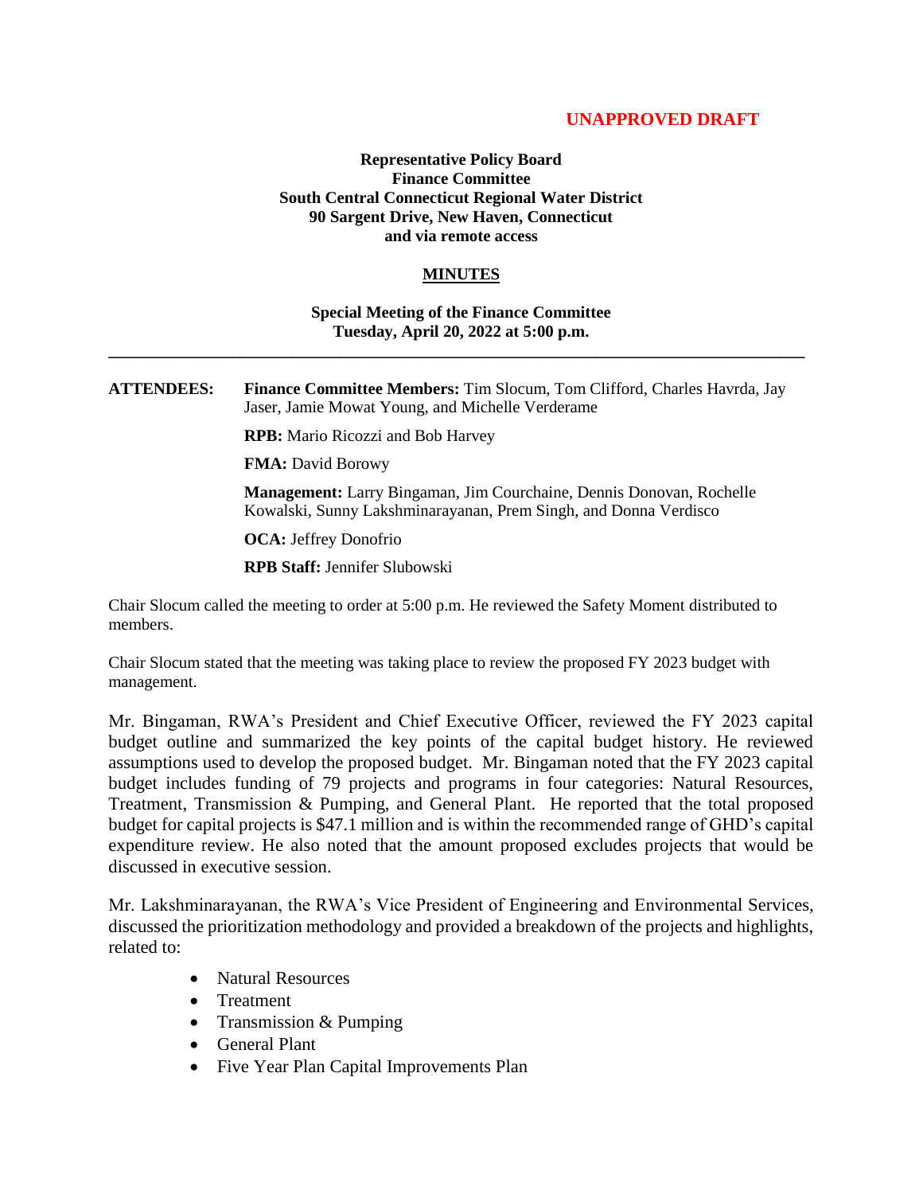**UNAPPROVED DRAFT**

**Representative Policy Board**
**Finance Committee**
**South Central Connecticut Regional Water District**
**90 Sargent Drive, New Haven, Connecticut**
**and via remote access**

**MINUTES**

**Special Meeting of the Finance Committee**
**Tuesday, April 20, 2022 at 5:00 p.m.**

---

**ATTENDEES:** **Finance Committee Members:** Tim Slocum, Tom Clifford, Charles Havrda, Jay Jaser, Jamie Mowat Young, and Michelle Verderame

**RPB:** Mario Ricozzi and Bob Harvey

**FMA:** David Borowy

**Management:** Larry Bingaman, Jim Courchaine, Dennis Donovan, Rochelle Kowalski, Sunny Lakshminarayanan, Prem Singh, and Donna Verdisco

**OCA:** Jeffrey Donofrio

**RPB Staff:** Jennifer Slubowski

Chair Slocum called the meeting to order at 5:00 p.m. He reviewed the Safety Moment distributed to members.

Chair Slocum stated that the meeting was taking place to review the proposed FY 2023 budget with management.

Mr. Bingaman, RWA's President and Chief Executive Officer, reviewed the FY 2023 capital budget outline and summarized the key points of the capital budget history. He reviewed assumptions used to develop the proposed budget. Mr. Bingaman noted that the FY 2023 capital budget includes funding of 79 projects and programs in four categories: Natural Resources, Treatment, Transmission & Pumping, and General Plant. He reported that the total proposed budget for capital projects is $47.1 million and is within the recommended range of GHD's capital expenditure review. He also noted that the amount proposed excludes projects that would be discussed in executive session.

Mr. Lakshminarayanan, the RWA's Vice President of Engineering and Environmental Services, discussed the prioritization methodology and provided a breakdown of the projects and highlights, related to:

- Natural Resources
- Treatment
- Transmission & Pumping
- General Plant
- Five Year Plan Capital Improvements Plan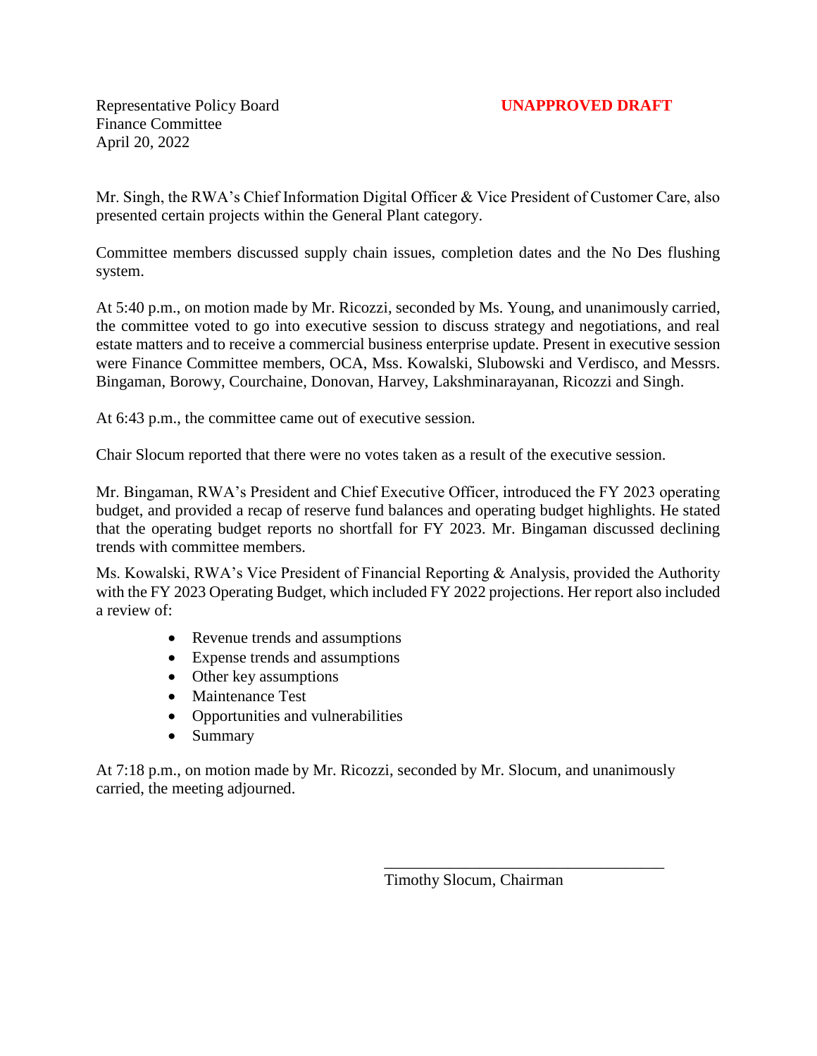Representative Policy Board
Finance Committee
April 20, 2022

**UNAPPROVED DRAFT**

Mr. Singh, the RWA's Chief Information Digital Officer & Vice President of Customer Care, also presented certain projects within the General Plant category.

Committee members discussed supply chain issues, completion dates and the No Des flushing system.

At 5:40 p.m., on motion made by Mr. Ricozzi, seconded by Ms. Young, and unanimously carried, the committee voted to go into executive session to discuss strategy and negotiations, and real estate matters and to receive a commercial business enterprise update. Present in executive session were Finance Committee members, OCA, Mss. Kowalski, Slubowski and Verdisco, and Messrs. Bingaman, Borowy, Courchaine, Donovan, Harvey, Lakshminarayanan, Ricozzi and Singh.

At 6:43 p.m., the committee came out of executive session.

Chair Slocum reported that there were no votes taken as a result of the executive session.

Mr. Bingaman, RWA's President and Chief Executive Officer, introduced the FY 2023 operating budget, and provided a recap of reserve fund balances and operating budget highlights. He stated that the operating budget reports no shortfall for FY 2023. Mr. Bingaman discussed declining trends with committee members.

Ms. Kowalski, RWA's Vice President of Financial Reporting & Analysis, provided the Authority with the FY 2023 Operating Budget, which included FY 2022 projections. Her report also included a review of:

- Revenue trends and assumptions
- Expense trends and assumptions
- Other key assumptions
- Maintenance Test
- Opportunities and vulnerabilities
- Summary

At 7:18 p.m., on motion made by Mr. Ricozzi, seconded by Mr. Slocum, and unanimously carried, the meeting adjourned.

\_\_\_\_\_\_\_\_\_\_\_\_\_\_\_\_\_\_\_\_\_\_\_\_\_\_\_\_\_\_\_\_\_\_\_\_
Timothy Slocum, Chairman